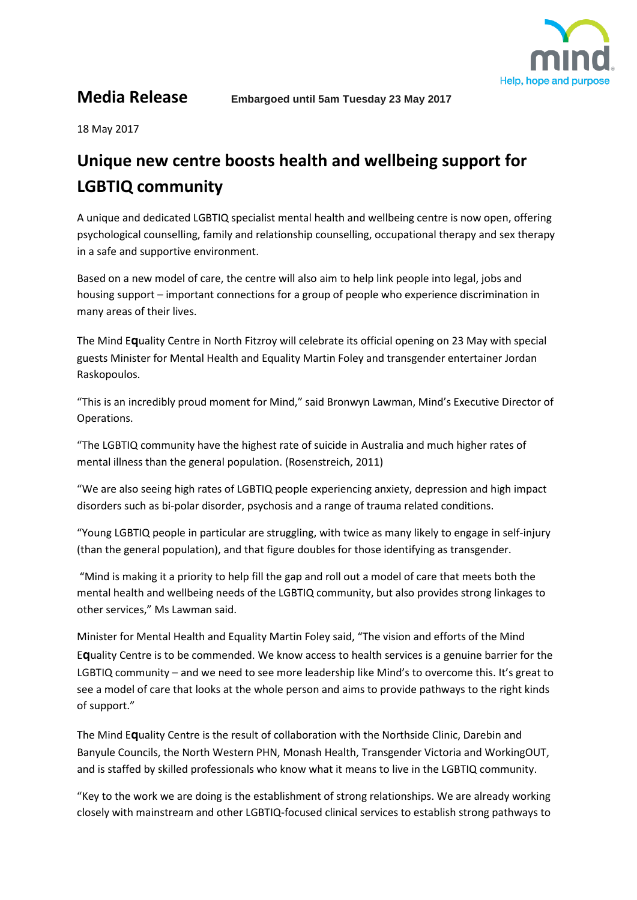mind
Help, hope and purpose

**Media Release** **Embargoed until 5am Tuesday 23 May 2017**

18 May 2017

# Unique new centre boosts health and wellbeing support for LGBTIQ community

A unique and dedicated LGBTIQ specialist mental health and wellbeing centre is now open, offering psychological counselling, family and relationship counselling, occupational therapy and sex therapy in a safe and supportive environment.

Based on a new model of care, the centre will also aim to help link people into legal, jobs and housing support – important connections for a group of people who experience discrimination in many areas of their lives.

The Mind E**q**uality Centre in North Fitzroy will celebrate its official opening on 23 May with special guests Minister for Mental Health and Equality Martin Foley and transgender entertainer Jordan Raskopoulos.

"This is an incredibly proud moment for Mind," said Bronwyn Lawman, Mind's Executive Director of Operations.

"The LGBTIQ community have the highest rate of suicide in Australia and much higher rates of mental illness than the general population. (Rosenstreich, 2011)

"We are also seeing high rates of LGBTIQ people experiencing anxiety, depression and high impact disorders such as bi-polar disorder, psychosis and a range of trauma related conditions.

"Young LGBTIQ people in particular are struggling, with twice as many likely to engage in self-injury (than the general population), and that figure doubles for those identifying as transgender.

"Mind is making it a priority to help fill the gap and roll out a model of care that meets both the mental health and wellbeing needs of the LGBTIQ community, but also provides strong linkages to other services," Ms Lawman said.

Minister for Mental Health and Equality Martin Foley said, "The vision and efforts of the Mind E**q**uality Centre is to be commended. We know access to health services is a genuine barrier for the LGBTIQ community – and we need to see more leadership like Mind's to overcome this. It's great to see a model of care that looks at the whole person and aims to provide pathways to the right kinds of support."

The Mind E**q**uality Centre is the result of collaboration with the Northside Clinic, Darebin and Banyule Councils, the North Western PHN, Monash Health, Transgender Victoria and WorkingOUT, and is staffed by skilled professionals who know what it means to live in the LGBTIQ community.

"Key to the work we are doing is the establishment of strong relationships. We are already working closely with mainstream and other LGBTIQ-focused clinical services to establish strong pathways to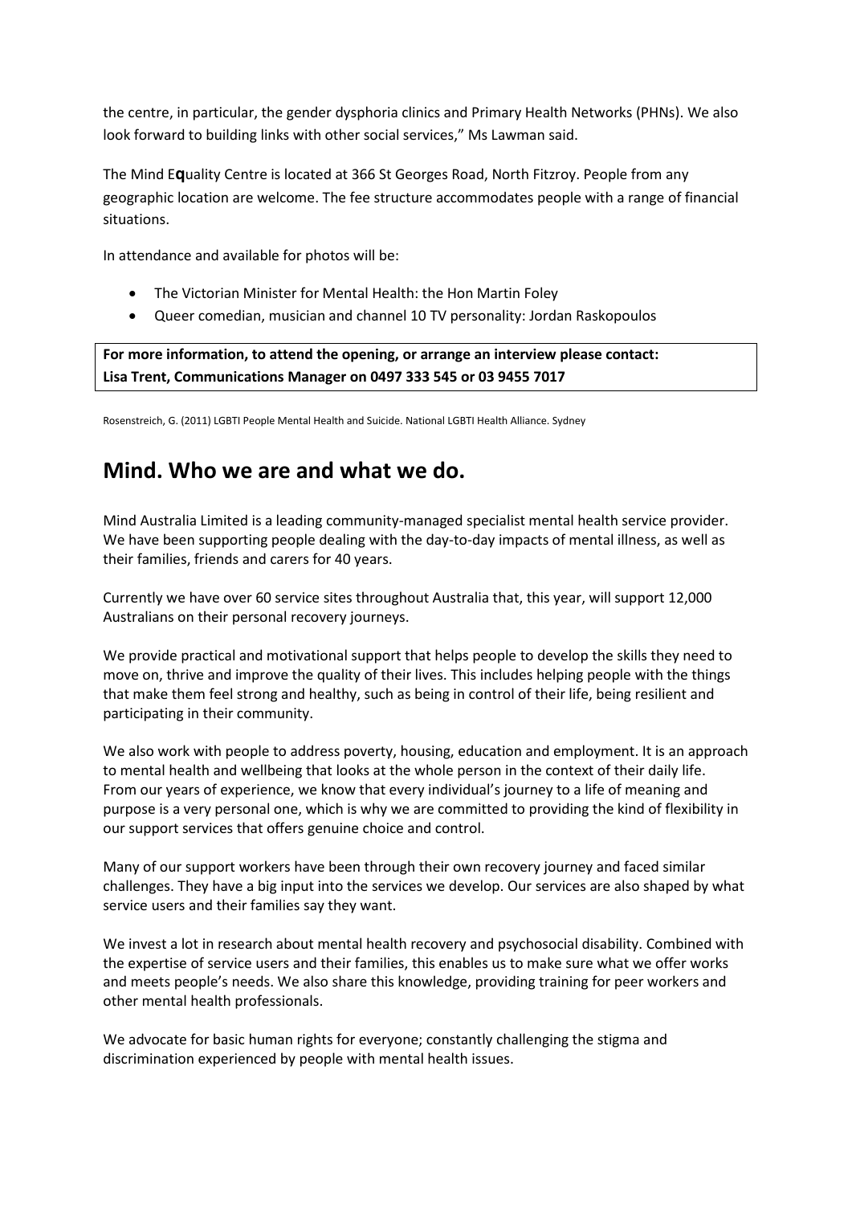the centre, in particular, the gender dysphoria clinics and Primary Health Networks (PHNs). We also look forward to building links with other social services," Ms Lawman said.

The Mind E**q**uality Centre is located at 366 St Georges Road, North Fitzroy. People from any geographic location are welcome. The fee structure accommodates people with a range of financial situations.

In attendance and available for photos will be:

- The Victorian Minister for Mental Health: the Hon Martin Foley
- Queer comedian, musician and channel 10 TV personality: Jordan Raskopoulos

**For more information, to attend the opening, or arrange an interview please contact:**
**Lisa Trent, Communications Manager on 0497 333 545 or 03 9455 7017**

Rosenstreich, G. (2011) LGBTI People Mental Health and Suicide. National LGBTI Health Alliance. Sydney

## Mind. Who we are and what we do.

Mind Australia Limited is a leading community-managed specialist mental health service provider. We have been supporting people dealing with the day-to-day impacts of mental illness, as well as their families, friends and carers for 40 years.

Currently we have over 60 service sites throughout Australia that, this year, will support 12,000 Australians on their personal recovery journeys.

We provide practical and motivational support that helps people to develop the skills they need to move on, thrive and improve the quality of their lives. This includes helping people with the things that make them feel strong and healthy, such as being in control of their life, being resilient and participating in their community.

We also work with people to address poverty, housing, education and employment. It is an approach to mental health and wellbeing that looks at the whole person in the context of their daily life. From our years of experience, we know that every individual's journey to a life of meaning and purpose is a very personal one, which is why we are committed to providing the kind of flexibility in our support services that offers genuine choice and control.

Many of our support workers have been through their own recovery journey and faced similar challenges. They have a big input into the services we develop. Our services are also shaped by what service users and their families say they want.

We invest a lot in research about mental health recovery and psychosocial disability. Combined with the expertise of service users and their families, this enables us to make sure what we offer works and meets people's needs. We also share this knowledge, providing training for peer workers and other mental health professionals.

We advocate for basic human rights for everyone; constantly challenging the stigma and discrimination experienced by people with mental health issues.